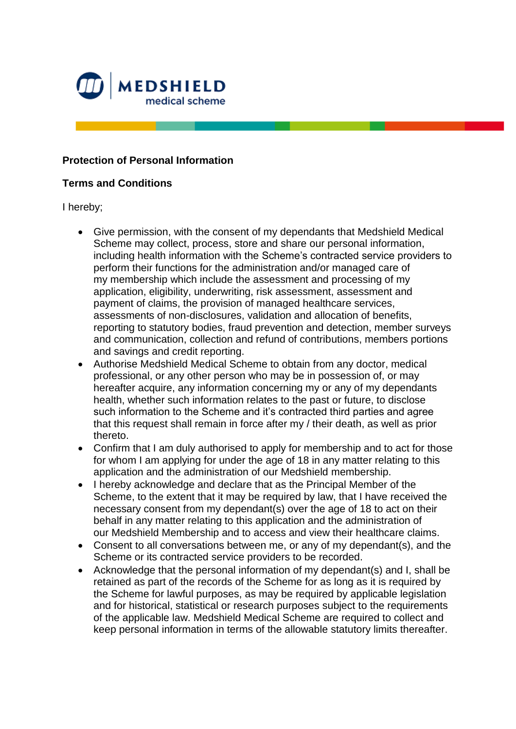MEDSHIELD medical scheme

**Protection of Personal Information**

**Terms and Conditions**

I hereby;

- Give permission, with the consent of my dependants that Medshield Medical Scheme may collect, process, store and share our personal information, including health information with the Scheme's contracted service providers to perform their functions for the administration and/or managed care of my membership which include the assessment and processing of my application, eligibility, underwriting, risk assessment, assessment and payment of claims, the provision of managed healthcare services, assessments of non-disclosures, validation and allocation of benefits, reporting to statutory bodies, fraud prevention and detection, member surveys and communication, collection and refund of contributions, members portions and savings and credit reporting.
- Authorise Medshield Medical Scheme to obtain from any doctor, medical professional, or any other person who may be in possession of, or may hereafter acquire, any information concerning my or any of my dependants health, whether such information relates to the past or future, to disclose such information to the Scheme and it's contracted third parties and agree that this request shall remain in force after my / their death, as well as prior thereto.
- Confirm that I am duly authorised to apply for membership and to act for those for whom I am applying for under the age of 18 in any matter relating to this application and the administration of our Medshield membership.
- I hereby acknowledge and declare that as the Principal Member of the Scheme, to the extent that it may be required by law, that I have received the necessary consent from my dependant(s) over the age of 18 to act on their behalf in any matter relating to this application and the administration of our Medshield Membership and to access and view their healthcare claims.
- Consent to all conversations between me, or any of my dependant(s), and the Scheme or its contracted service providers to be recorded.
- Acknowledge that the personal information of my dependant(s) and I, shall be retained as part of the records of the Scheme for as long as it is required by the Scheme for lawful purposes, as may be required by applicable legislation and for historical, statistical or research purposes subject to the requirements of the applicable law. Medshield Medical Scheme are required to collect and keep personal information in terms of the allowable statutory limits thereafter.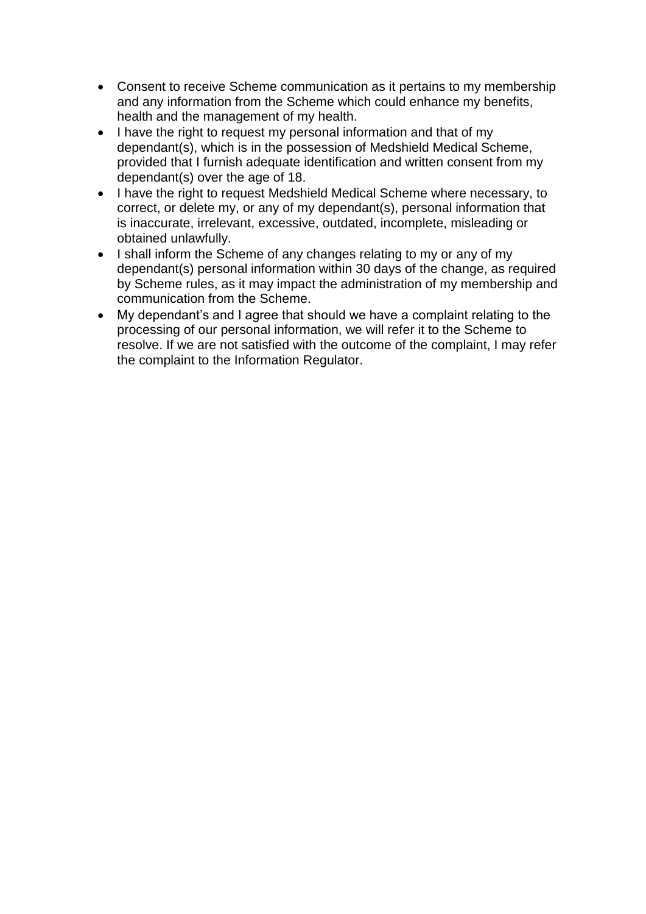- Consent to receive Scheme communication as it pertains to my membership and any information from the Scheme which could enhance my benefits, health and the management of my health.
- I have the right to request my personal information and that of my dependant(s), which is in the possession of Medshield Medical Scheme, provided that I furnish adequate identification and written consent from my dependant(s) over the age of 18.
- I have the right to request Medshield Medical Scheme where necessary, to correct, or delete my, or any of my dependant(s), personal information that is inaccurate, irrelevant, excessive, outdated, incomplete, misleading or obtained unlawfully.
- I shall inform the Scheme of any changes relating to my or any of my dependant(s) personal information within 30 days of the change, as required by Scheme rules, as it may impact the administration of my membership and communication from the Scheme.
- My dependant's and I agree that should we have a complaint relating to the processing of our personal information, we will refer it to the Scheme to resolve. If we are not satisfied with the outcome of the complaint, I may refer the complaint to the Information Regulator.